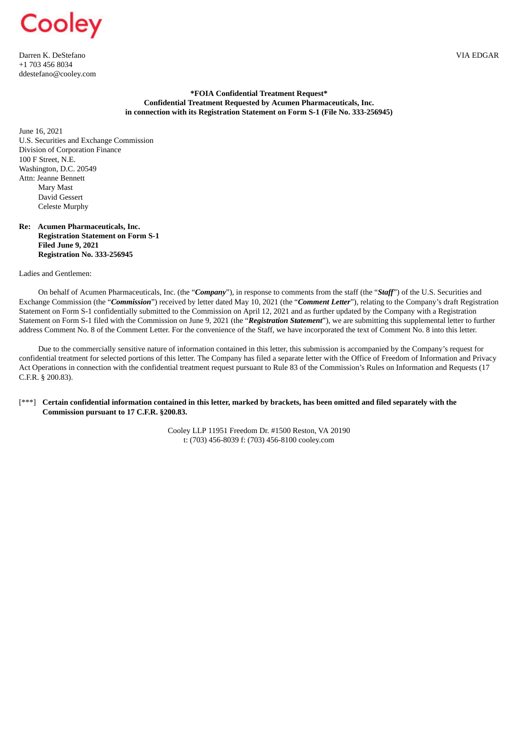Cooley

Darren K. DeStefano
+1 703 456 8034
ddestefano@cooley.com

VIA EDGAR

**\*FOIA Confidential Treatment Request\***
**Confidential Treatment Requested by Acumen Pharmaceuticals, Inc.**
**in connection with its Registration Statement on Form S-1 (File No. 333-256945)**

June 16, 2021
U.S. Securities and Exchange Commission
Division of Corporation Finance
100 F Street, N.E.
Washington, D.C. 20549
Attn: Jeanne Bennett
Mary Mast
David Gessert
Celeste Murphy

**Re: Acumen Pharmaceuticals, Inc.**
**Registration Statement on Form S-1**
**Filed June 9, 2021**
**Registration No. 333-256945**

Ladies and Gentlemen:

On behalf of Acumen Pharmaceuticals, Inc. (the "***Company***"), in response to comments from the staff (the "***Staff***") of the U.S. Securities and Exchange Commission (the "***Commission***") received by letter dated May 10, 2021 (the "***Comment Letter***"), relating to the Company's draft Registration Statement on Form S-1 confidentially submitted to the Commission on April 12, 2021 and as further updated by the Company with a Registration Statement on Form S-1 filed with the Commission on June 9, 2021 (the "***Registration Statement***"), we are submitting this supplemental letter to further address Comment No. 8 of the Comment Letter. For the convenience of the Staff, we have incorporated the text of Comment No. 8 into this letter.

Due to the commercially sensitive nature of information contained in this letter, this submission is accompanied by the Company's request for confidential treatment for selected portions of this letter. The Company has filed a separate letter with the Office of Freedom of Information and Privacy Act Operations in connection with the confidential treatment request pursuant to Rule 83 of the Commission's Rules on Information and Requests (17 C.F.R. § 200.83).

[***] **Certain confidential information contained in this letter, marked by brackets, has been omitted and filed separately with the Commission pursuant to 17 C.F.R. §200.83.**

Cooley LLP 11951 Freedom Dr. #1500 Reston, VA 20190
t: (703) 456-8039 f: (703) 456-8100 cooley.com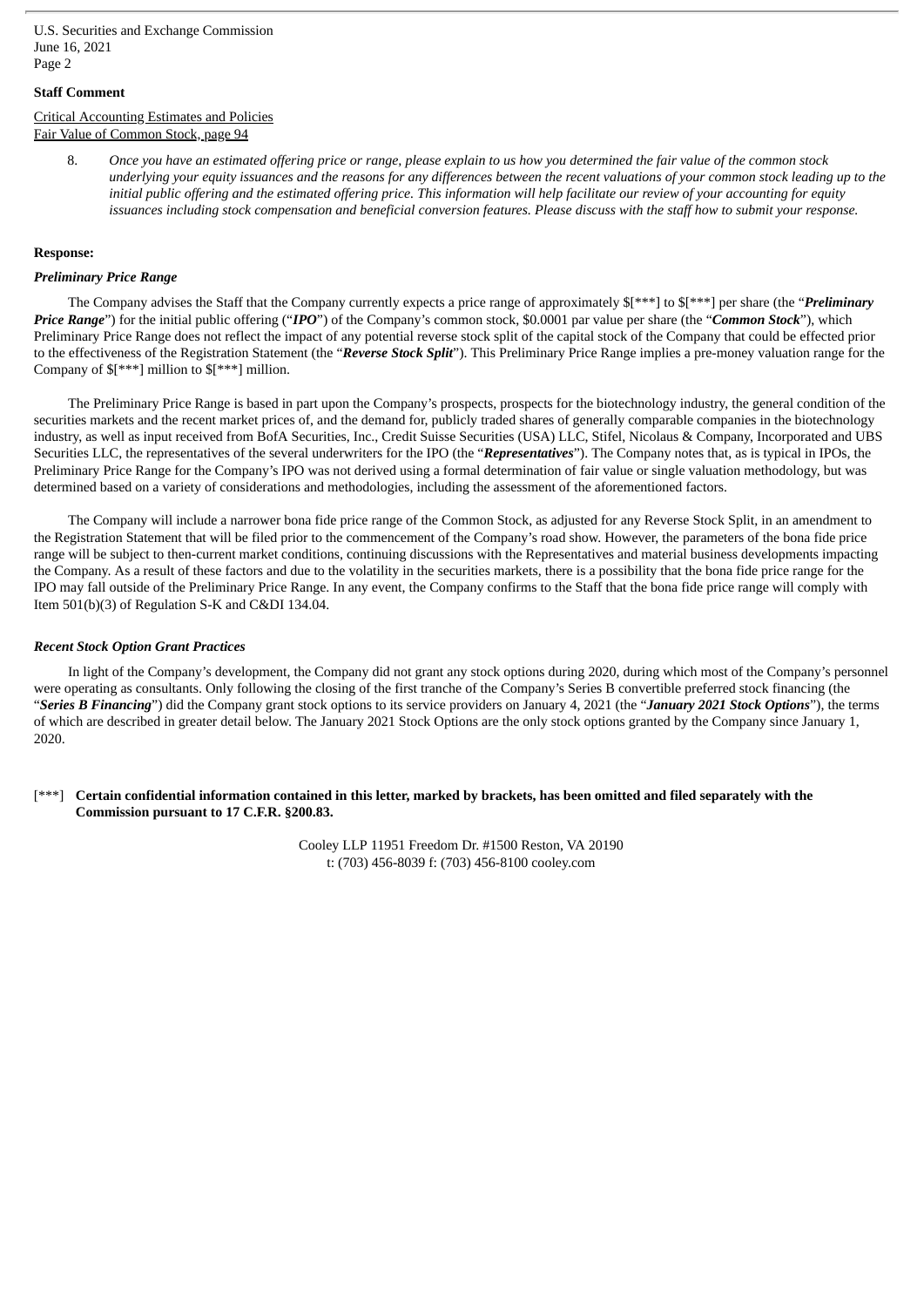**Staff Comment**

Critical Accounting Estimates and Policies
Fair Value of Common Stock, page 94

8. *Once you have an estimated offering price or range, please explain to us how you determined the fair value of the common stock underlying your equity issuances and the reasons for any differences between the recent valuations of your common stock leading up to the initial public offering and the estimated offering price. This information will help facilitate our review of your accounting for equity issuances including stock compensation and beneficial conversion features. Please discuss with the staff how to submit your response.*

**Response:**

***Preliminary Price Range***

The Company advises the Staff that the Company currently expects a price range of approximately $[***] to $[***] per share (the "***Preliminary Price Range***") for the initial public offering ("***IPO***") of the Company's common stock, $0.0001 par value per share (the "***Common Stock***"), which Preliminary Price Range does not reflect the impact of any potential reverse stock split of the capital stock of the Company that could be effected prior to the effectiveness of the Registration Statement (the "***Reverse Stock Split***"). This Preliminary Price Range implies a pre-money valuation range for the Company of $[***] million to $[***] million.

The Preliminary Price Range is based in part upon the Company's prospects, prospects for the biotechnology industry, the general condition of the securities markets and the recent market prices of, and the demand for, publicly traded shares of generally comparable companies in the biotechnology industry, as well as input received from BofA Securities, Inc., Credit Suisse Securities (USA) LLC, Stifel, Nicolaus & Company, Incorporated and UBS Securities LLC, the representatives of the several underwriters for the IPO (the "***Representatives***"). The Company notes that, as is typical in IPOs, the Preliminary Price Range for the Company's IPO was not derived using a formal determination of fair value or single valuation methodology, but was determined based on a variety of considerations and methodologies, including the assessment of the aforementioned factors.

The Company will include a narrower bona fide price range of the Common Stock, as adjusted for any Reverse Stock Split, in an amendment to the Registration Statement that will be filed prior to the commencement of the Company's road show. However, the parameters of the bona fide price range will be subject to then-current market conditions, continuing discussions with the Representatives and material business developments impacting the Company. As a result of these factors and due to the volatility in the securities markets, there is a possibility that the bona fide price range for the IPO may fall outside of the Preliminary Price Range. In any event, the Company confirms to the Staff that the bona fide price range will comply with Item 501(b)(3) of Regulation S-K and C&DI 134.04.

***Recent Stock Option Grant Practices***

In light of the Company's development, the Company did not grant any stock options during 2020, during which most of the Company's personnel were operating as consultants. Only following the closing of the first tranche of the Company's Series B convertible preferred stock financing (the "***Series B Financing***") did the Company grant stock options to its service providers on January 4, 2021 (the "***January 2021 Stock Options***"), the terms of which are described in greater detail below. The January 2021 Stock Options are the only stock options granted by the Company since January 1, 2020.

[***] **Certain confidential information contained in this letter, marked by brackets, has been omitted and filed separately with the Commission pursuant to 17 C.F.R. §200.83.**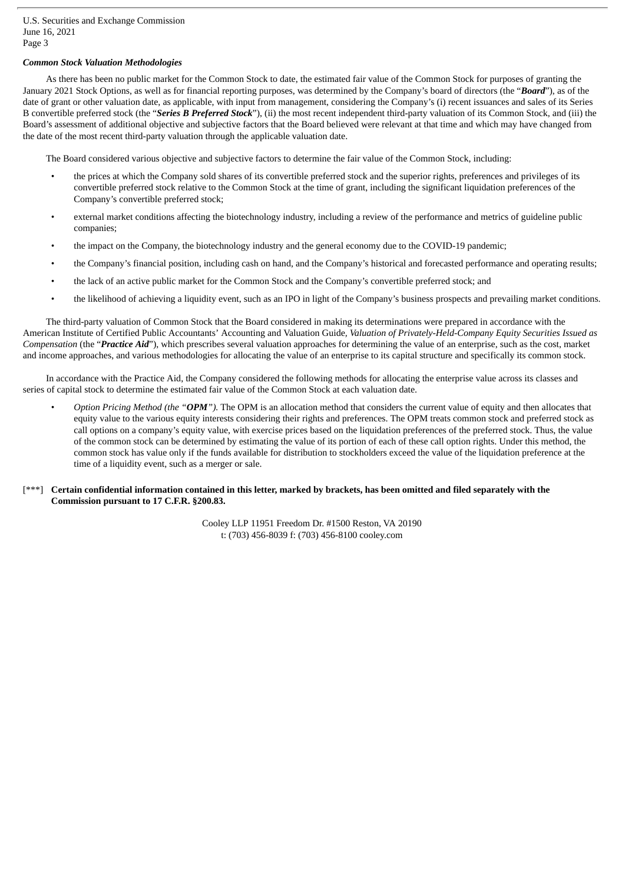### *Common Stock Valuation Methodologies*

As there has been no public market for the Common Stock to date, the estimated fair value of the Common Stock for purposes of granting the January 2021 Stock Options, as well as for financial reporting purposes, was determined by the Company's board of directors (the "***Board***"), as of the date of grant or other valuation date, as applicable, with input from management, considering the Company's (i) recent issuances and sales of its Series B convertible preferred stock (the "***Series B Preferred Stock***"), (ii) the most recent independent third-party valuation of its Common Stock, and (iii) the Board's assessment of additional objective and subjective factors that the Board believed were relevant at that time and which may have changed from the date of the most recent third-party valuation through the applicable valuation date.

The Board considered various objective and subjective factors to determine the fair value of the Common Stock, including:

- the prices at which the Company sold shares of its convertible preferred stock and the superior rights, preferences and privileges of its convertible preferred stock relative to the Common Stock at the time of grant, including the significant liquidation preferences of the Company's convertible preferred stock;
- external market conditions affecting the biotechnology industry, including a review of the performance and metrics of guideline public companies;
- the impact on the Company, the biotechnology industry and the general economy due to the COVID-19 pandemic;
- the Company's financial position, including cash on hand, and the Company's historical and forecasted performance and operating results;
- the lack of an active public market for the Common Stock and the Company's convertible preferred stock; and
- the likelihood of achieving a liquidity event, such as an IPO in light of the Company's business prospects and prevailing market conditions.

The third-party valuation of Common Stock that the Board considered in making its determinations were prepared in accordance with the American Institute of Certified Public Accountants' Accounting and Valuation Guide, *Valuation of Privately-Held-Company Equity Securities Issued as Compensation* (the "***Practice Aid***"), which prescribes several valuation approaches for determining the value of an enterprise, such as the cost, market and income approaches, and various methodologies for allocating the value of an enterprise to its capital structure and specifically its common stock.

In accordance with the Practice Aid, the Company considered the following methods for allocating the enterprise value across its classes and series of capital stock to determine the estimated fair value of the Common Stock at each valuation date.

- *Option Pricing Method (the "**OPM**").* The OPM is an allocation method that considers the current value of equity and then allocates that equity value to the various equity interests considering their rights and preferences. The OPM treats common stock and preferred stock as call options on a company's equity value, with exercise prices based on the liquidation preferences of the preferred stock. Thus, the value of the common stock can be determined by estimating the value of its portion of each of these call option rights. Under this method, the common stock has value only if the funds available for distribution to stockholders exceed the value of the liquidation preference at the time of a liquidity event, such as a merger or sale.

[***] **Certain confidential information contained in this letter, marked by brackets, has been omitted and filed separately with the Commission pursuant to 17 C.F.R. §200.83.**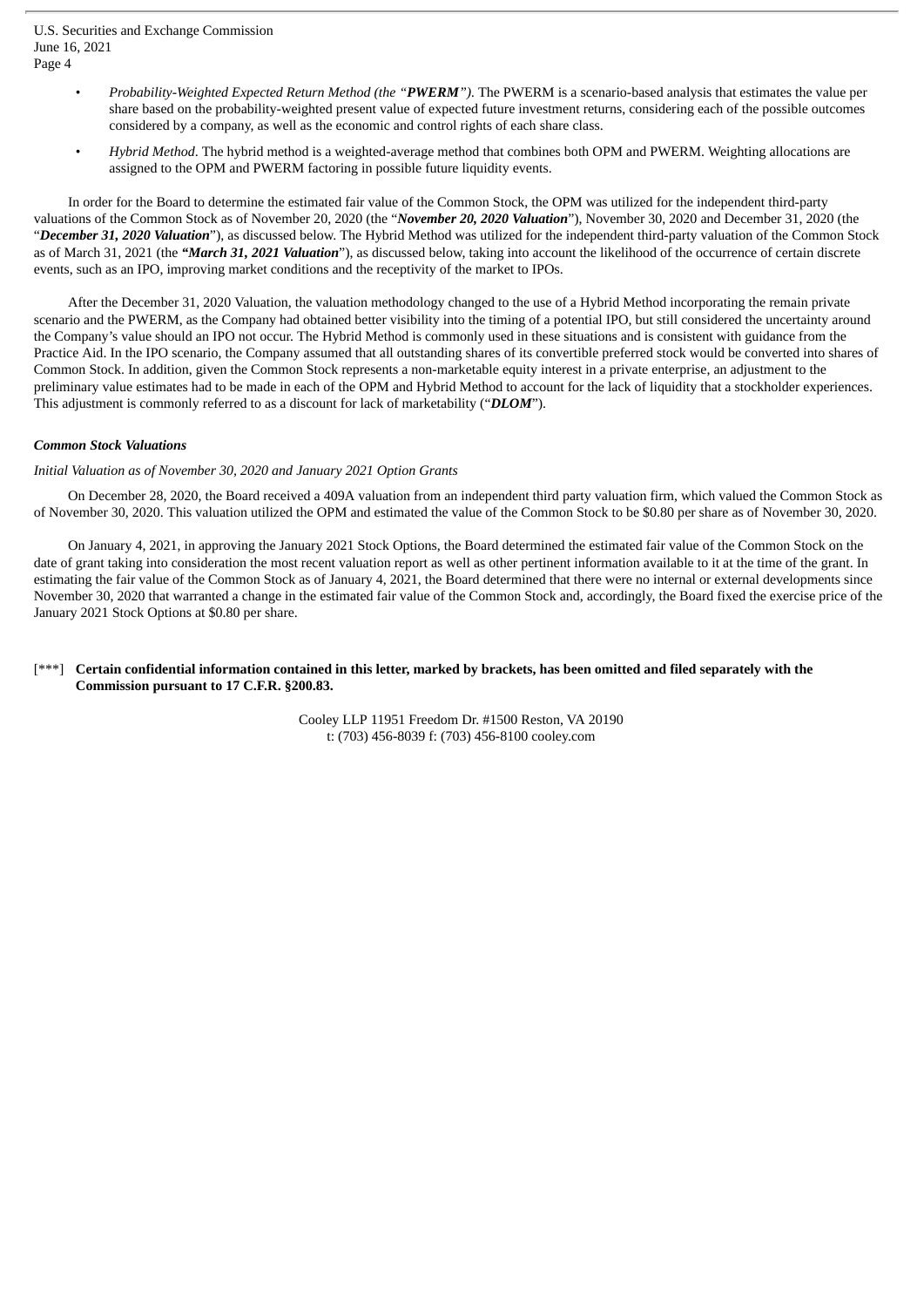- *Probability-Weighted Expected Return Method (the "**PWERM**").* The PWERM is a scenario-based analysis that estimates the value per share based on the probability-weighted present value of expected future investment returns, considering each of the possible outcomes considered by a company, as well as the economic and control rights of each share class.
- *Hybrid Method*. The hybrid method is a weighted-average method that combines both OPM and PWERM. Weighting allocations are assigned to the OPM and PWERM factoring in possible future liquidity events.

In order for the Board to determine the estimated fair value of the Common Stock, the OPM was utilized for the independent third-party valuations of the Common Stock as of November 20, 2020 (the "***November 20, 2020 Valuation***"), November 30, 2020 and December 31, 2020 (the "***December 31, 2020 Valuation***"), as discussed below. The Hybrid Method was utilized for the independent third-party valuation of the Common Stock as of March 31, 2021 (the ***"March 31, 2021 Valuation***"), as discussed below, taking into account the likelihood of the occurrence of certain discrete events, such as an IPO, improving market conditions and the receptivity of the market to IPOs.

After the December 31, 2020 Valuation, the valuation methodology changed to the use of a Hybrid Method incorporating the remain private scenario and the PWERM, as the Company had obtained better visibility into the timing of a potential IPO, but still considered the uncertainty around the Company's value should an IPO not occur. The Hybrid Method is commonly used in these situations and is consistent with guidance from the Practice Aid. In the IPO scenario, the Company assumed that all outstanding shares of its convertible preferred stock would be converted into shares of Common Stock. In addition, given the Common Stock represents a non-marketable equity interest in a private enterprise, an adjustment to the preliminary value estimates had to be made in each of the OPM and Hybrid Method to account for the lack of liquidity that a stockholder experiences. This adjustment is commonly referred to as a discount for lack of marketability ("***DLOM***").

***Common Stock Valuations***

*Initial Valuation as of November 30, 2020 and January 2021 Option Grants*

On December 28, 2020, the Board received a 409A valuation from an independent third party valuation firm, which valued the Common Stock as of November 30, 2020. This valuation utilized the OPM and estimated the value of the Common Stock to be $0.80 per share as of November 30, 2020.

On January 4, 2021, in approving the January 2021 Stock Options, the Board determined the estimated fair value of the Common Stock on the date of grant taking into consideration the most recent valuation report as well as other pertinent information available to it at the time of the grant. In estimating the fair value of the Common Stock as of January 4, 2021, the Board determined that there were no internal or external developments since November 30, 2020 that warranted a change in the estimated fair value of the Common Stock and, accordingly, the Board fixed the exercise price of the January 2021 Stock Options at $0.80 per share.

[***] **Certain confidential information contained in this letter, marked by brackets, has been omitted and filed separately with the Commission pursuant to 17 C.F.R. §200.83.**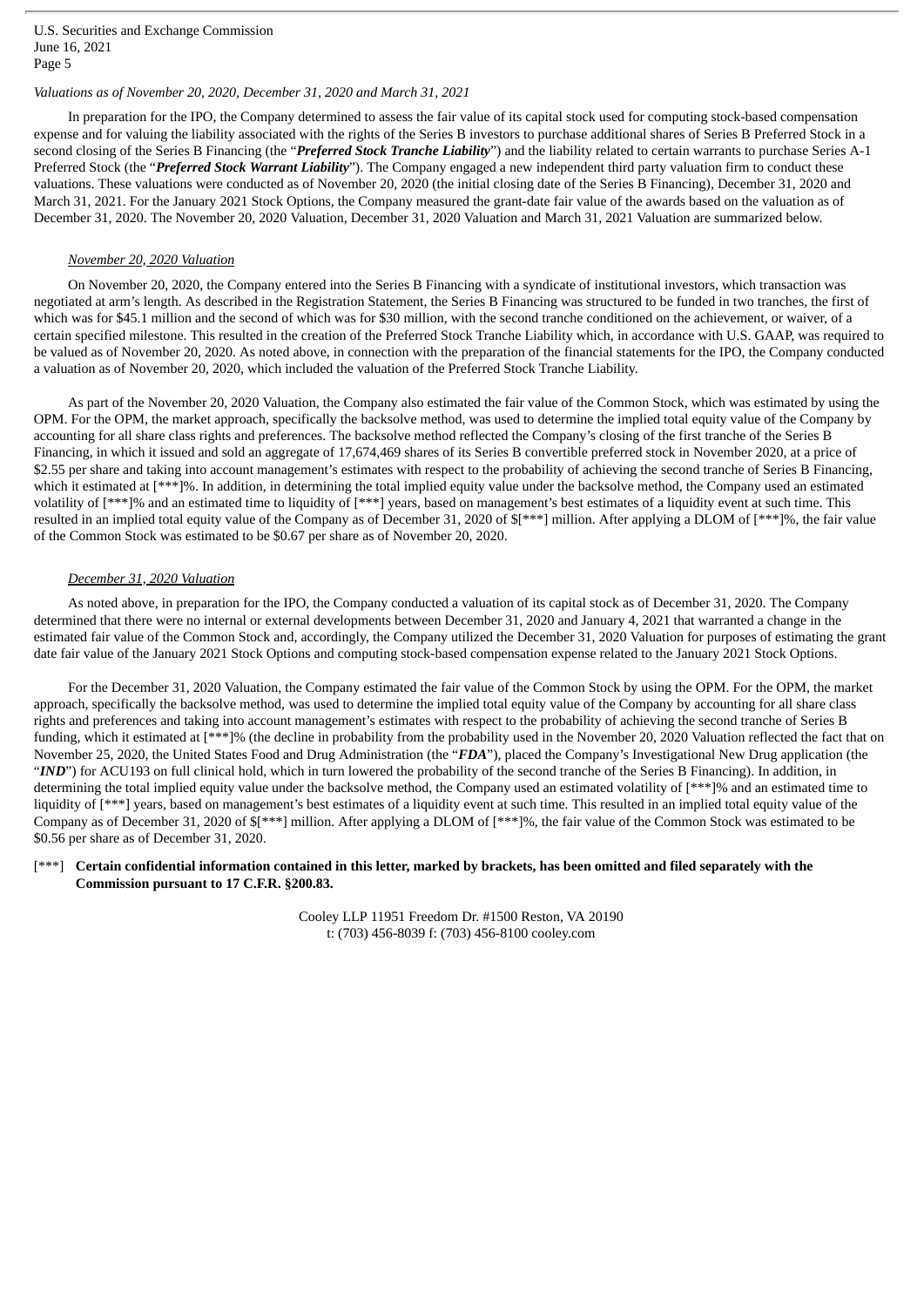*Valuations as of November 20, 2020, December 31, 2020 and March 31, 2021*

In preparation for the IPO, the Company determined to assess the fair value of its capital stock used for computing stock-based compensation expense and for valuing the liability associated with the rights of the Series B investors to purchase additional shares of Series B Preferred Stock in a second closing of the Series B Financing (the "***Preferred Stock Tranche Liability***") and the liability related to certain warrants to purchase Series A-1 Preferred Stock (the "***Preferred Stock Warrant Liability***"). The Company engaged a new independent third party valuation firm to conduct these valuations. These valuations were conducted as of November 20, 2020 (the initial closing date of the Series B Financing), December 31, 2020 and March 31, 2021. For the January 2021 Stock Options, the Company measured the grant-date fair value of the awards based on the valuation as of December 31, 2020. The November 20, 2020 Valuation, December 31, 2020 Valuation and March 31, 2021 Valuation are summarized below.

*November 20, 2020 Valuation*

On November 20, 2020, the Company entered into the Series B Financing with a syndicate of institutional investors, which transaction was negotiated at arm's length. As described in the Registration Statement, the Series B Financing was structured to be funded in two tranches, the first of which was for $45.1 million and the second of which was for $30 million, with the second tranche conditioned on the achievement, or waiver, of a certain specified milestone. This resulted in the creation of the Preferred Stock Tranche Liability which, in accordance with U.S. GAAP, was required to be valued as of November 20, 2020. As noted above, in connection with the preparation of the financial statements for the IPO, the Company conducted a valuation as of November 20, 2020, which included the valuation of the Preferred Stock Tranche Liability.

As part of the November 20, 2020 Valuation, the Company also estimated the fair value of the Common Stock, which was estimated by using the OPM. For the OPM, the market approach, specifically the backsolve method, was used to determine the implied total equity value of the Company by accounting for all share class rights and preferences. The backsolve method reflected the Company's closing of the first tranche of the Series B Financing, in which it issued and sold an aggregate of 17,674,469 shares of its Series B convertible preferred stock in November 2020, at a price of $2.55 per share and taking into account management's estimates with respect to the probability of achieving the second tranche of Series B Financing, which it estimated at [***]%. In addition, in determining the total implied equity value under the backsolve method, the Company used an estimated volatility of [***]% and an estimated time to liquidity of [***] years, based on management's best estimates of a liquidity event at such time. This resulted in an implied total equity value of the Company as of December 31, 2020 of $[***] million. After applying a DLOM of [***]%, the fair value of the Common Stock was estimated to be $0.67 per share as of November 20, 2020.

*December 31, 2020 Valuation*

As noted above, in preparation for the IPO, the Company conducted a valuation of its capital stock as of December 31, 2020. The Company determined that there were no internal or external developments between December 31, 2020 and January 4, 2021 that warranted a change in the estimated fair value of the Common Stock and, accordingly, the Company utilized the December 31, 2020 Valuation for purposes of estimating the grant date fair value of the January 2021 Stock Options and computing stock-based compensation expense related to the January 2021 Stock Options.

For the December 31, 2020 Valuation, the Company estimated the fair value of the Common Stock by using the OPM. For the OPM, the market approach, specifically the backsolve method, was used to determine the implied total equity value of the Company by accounting for all share class rights and preferences and taking into account management's estimates with respect to the probability of achieving the second tranche of Series B funding, which it estimated at [***]% (the decline in probability from the probability used in the November 20, 2020 Valuation reflected the fact that on November 25, 2020, the United States Food and Drug Administration (the "***FDA***"), placed the Company's Investigational New Drug application (the "***IND***") for ACU193 on full clinical hold, which in turn lowered the probability of the second tranche of the Series B Financing). In addition, in determining the total implied equity value under the backsolve method, the Company used an estimated volatility of [***]% and an estimated time to liquidity of [***] years, based on management's best estimates of a liquidity event at such time. This resulted in an implied total equity value of the Company as of December 31, 2020 of $[***] million. After applying a DLOM of [***]%, the fair value of the Common Stock was estimated to be $0.56 per share as of December 31, 2020.

[***] **Certain confidential information contained in this letter, marked by brackets, has been omitted and filed separately with the Commission pursuant to 17 C.F.R. §200.83.**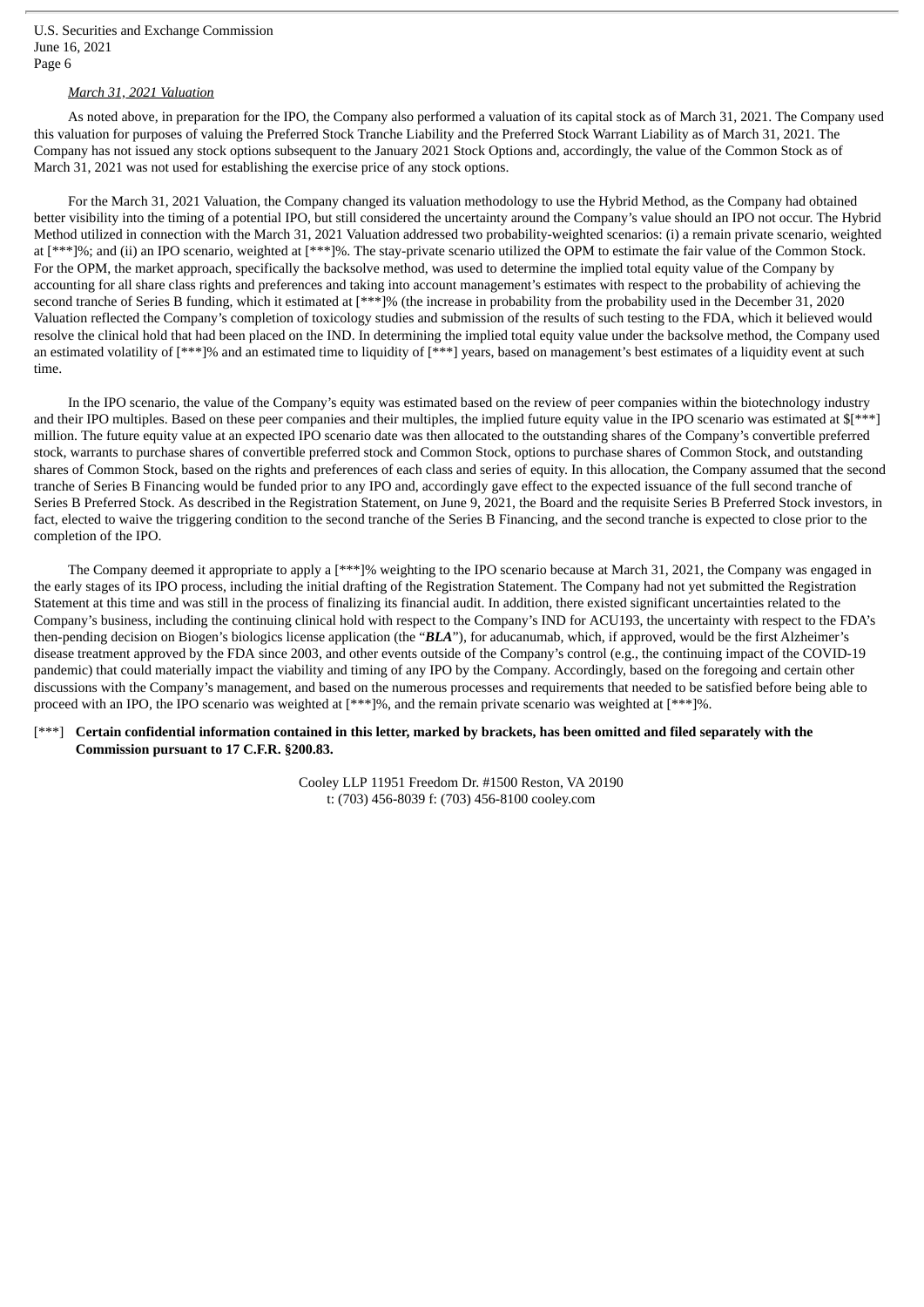*March 31, 2021 Valuation*

As noted above, in preparation for the IPO, the Company also performed a valuation of its capital stock as of March 31, 2021. The Company used this valuation for purposes of valuing the Preferred Stock Tranche Liability and the Preferred Stock Warrant Liability as of March 31, 2021. The Company has not issued any stock options subsequent to the January 2021 Stock Options and, accordingly, the value of the Common Stock as of March 31, 2021 was not used for establishing the exercise price of any stock options.

For the March 31, 2021 Valuation, the Company changed its valuation methodology to use the Hybrid Method, as the Company had obtained better visibility into the timing of a potential IPO, but still considered the uncertainty around the Company's value should an IPO not occur. The Hybrid Method utilized in connection with the March 31, 2021 Valuation addressed two probability-weighted scenarios: (i) a remain private scenario, weighted at [***]%; and (ii) an IPO scenario, weighted at [***]%. The stay-private scenario utilized the OPM to estimate the fair value of the Common Stock. For the OPM, the market approach, specifically the backsolve method, was used to determine the implied total equity value of the Company by accounting for all share class rights and preferences and taking into account management's estimates with respect to the probability of achieving the second tranche of Series B funding, which it estimated at [***]% (the increase in probability from the probability used in the December 31, 2020 Valuation reflected the Company's completion of toxicology studies and submission of the results of such testing to the FDA, which it believed would resolve the clinical hold that had been placed on the IND. In determining the implied total equity value under the backsolve method, the Company used an estimated volatility of [***]% and an estimated time to liquidity of [***] years, based on management's best estimates of a liquidity event at such time.

In the IPO scenario, the value of the Company's equity was estimated based on the review of peer companies within the biotechnology industry and their IPO multiples. Based on these peer companies and their multiples, the implied future equity value in the IPO scenario was estimated at $[***] million. The future equity value at an expected IPO scenario date was then allocated to the outstanding shares of the Company's convertible preferred stock, warrants to purchase shares of convertible preferred stock and Common Stock, options to purchase shares of Common Stock, and outstanding shares of Common Stock, based on the rights and preferences of each class and series of equity. In this allocation, the Company assumed that the second tranche of Series B Financing would be funded prior to any IPO and, accordingly gave effect to the expected issuance of the full second tranche of Series B Preferred Stock. As described in the Registration Statement, on June 9, 2021, the Board and the requisite Series B Preferred Stock investors, in fact, elected to waive the triggering condition to the second tranche of the Series B Financing, and the second tranche is expected to close prior to the completion of the IPO.

The Company deemed it appropriate to apply a [***]% weighting to the IPO scenario because at March 31, 2021, the Company was engaged in the early stages of its IPO process, including the initial drafting of the Registration Statement. The Company had not yet submitted the Registration Statement at this time and was still in the process of finalizing its financial audit. In addition, there existed significant uncertainties related to the Company's business, including the continuing clinical hold with respect to the Company's IND for ACU193, the uncertainty with respect to the FDA's then-pending decision on Biogen's biologics license application (the "***BLA***"), for aducanumab, which, if approved, would be the first Alzheimer's disease treatment approved by the FDA since 2003, and other events outside of the Company's control (e.g., the continuing impact of the COVID-19 pandemic) that could materially impact the viability and timing of any IPO by the Company. Accordingly, based on the foregoing and certain other discussions with the Company's management, and based on the numerous processes and requirements that needed to be satisfied before being able to proceed with an IPO, the IPO scenario was weighted at [***]%, and the remain private scenario was weighted at [***]%.

[***] **Certain confidential information contained in this letter, marked by brackets, has been omitted and filed separately with the Commission pursuant to 17 C.F.R. §200.83.**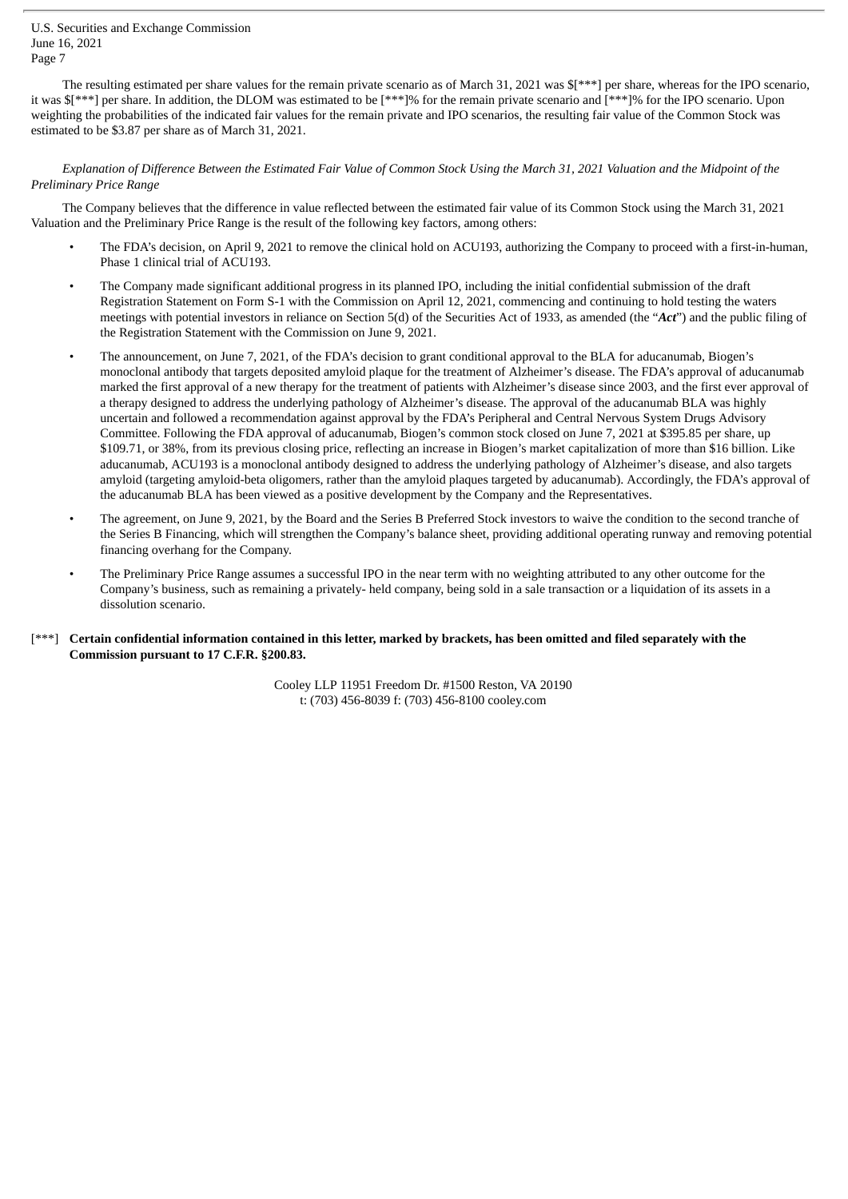The resulting estimated per share values for the remain private scenario as of March 31, 2021 was $[***] per share, whereas for the IPO scenario, it was $[***] per share. In addition, the DLOM was estimated to be [***]% for the remain private scenario and [***]% for the IPO scenario. Upon weighting the probabilities of the indicated fair values for the remain private and IPO scenarios, the resulting fair value of the Common Stock was estimated to be $3.87 per share as of March 31, 2021.

*Explanation of Difference Between the Estimated Fair Value of Common Stock Using the March 31, 2021 Valuation and the Midpoint of the Preliminary Price Range*

The Company believes that the difference in value reflected between the estimated fair value of its Common Stock using the March 31, 2021 Valuation and the Preliminary Price Range is the result of the following key factors, among others:

- The FDA's decision, on April 9, 2021 to remove the clinical hold on ACU193, authorizing the Company to proceed with a first-in-human, Phase 1 clinical trial of ACU193.
- The Company made significant additional progress in its planned IPO, including the initial confidential submission of the draft Registration Statement on Form S-1 with the Commission on April 12, 2021, commencing and continuing to hold testing the waters meetings with potential investors in reliance on Section 5(d) of the Securities Act of 1933, as amended (the "***Act***") and the public filing of the Registration Statement with the Commission on June 9, 2021.
- The announcement, on June 7, 2021, of the FDA's decision to grant conditional approval to the BLA for aducanumab, Biogen's monoclonal antibody that targets deposited amyloid plaque for the treatment of Alzheimer's disease. The FDA's approval of aducanumab marked the first approval of a new therapy for the treatment of patients with Alzheimer's disease since 2003, and the first ever approval of a therapy designed to address the underlying pathology of Alzheimer's disease. The approval of the aducanumab BLA was highly uncertain and followed a recommendation against approval by the FDA's Peripheral and Central Nervous System Drugs Advisory Committee. Following the FDA approval of aducanumab, Biogen's common stock closed on June 7, 2021 at $395.85 per share, up $109.71, or 38%, from its previous closing price, reflecting an increase in Biogen's market capitalization of more than $16 billion. Like aducanumab, ACU193 is a monoclonal antibody designed to address the underlying pathology of Alzheimer's disease, and also targets amyloid (targeting amyloid-beta oligomers, rather than the amyloid plaques targeted by aducanumab). Accordingly, the FDA's approval of the aducanumab BLA has been viewed as a positive development by the Company and the Representatives.
- The agreement, on June 9, 2021, by the Board and the Series B Preferred Stock investors to waive the condition to the second tranche of the Series B Financing, which will strengthen the Company's balance sheet, providing additional operating runway and removing potential financing overhang for the Company.
- The Preliminary Price Range assumes a successful IPO in the near term with no weighting attributed to any other outcome for the Company's business, such as remaining a privately- held company, being sold in a sale transaction or a liquidation of its assets in a dissolution scenario.

[***] **Certain confidential information contained in this letter, marked by brackets, has been omitted and filed separately with the Commission pursuant to 17 C.F.R. §200.83.**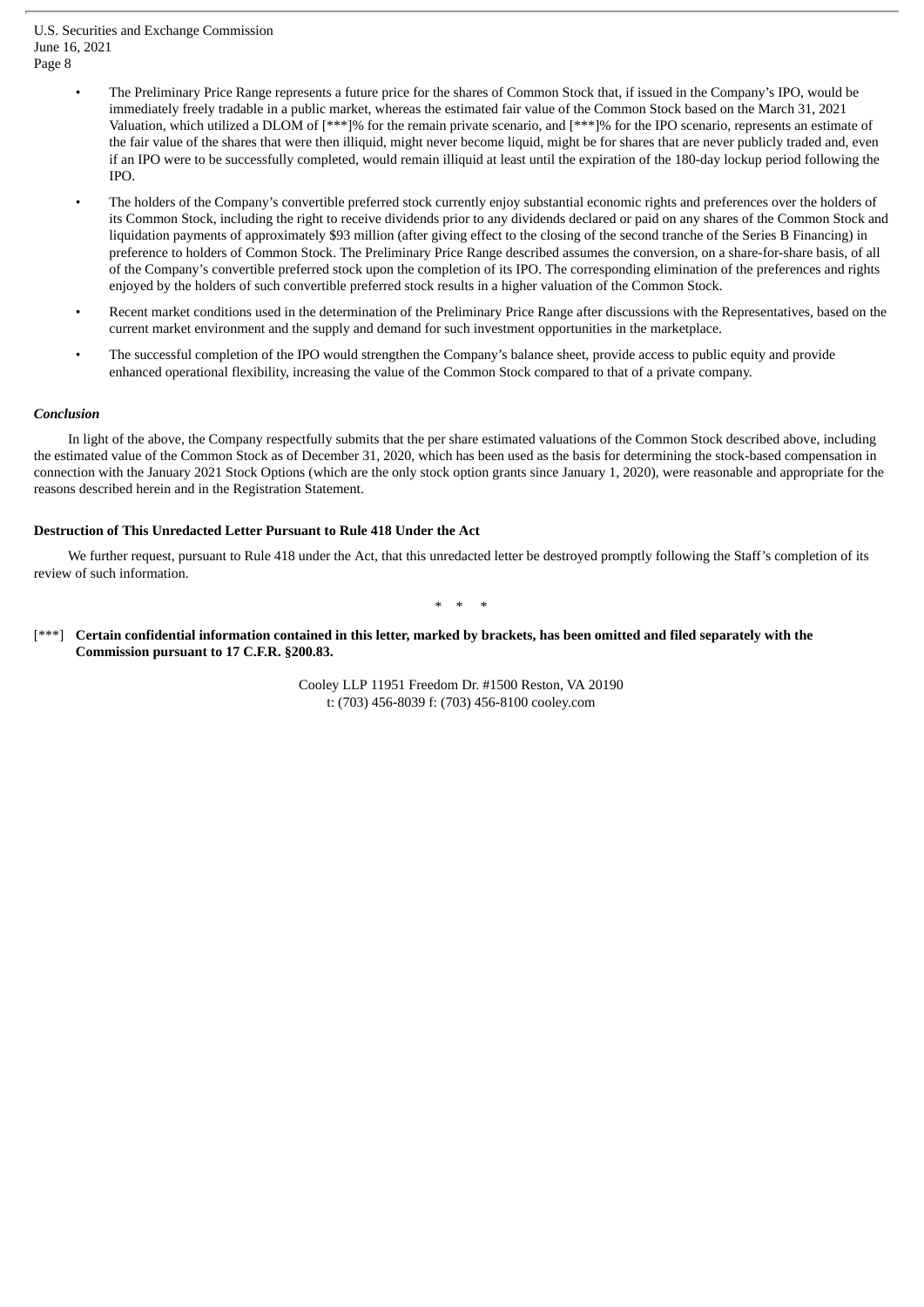- The Preliminary Price Range represents a future price for the shares of Common Stock that, if issued in the Company's IPO, would be immediately freely tradable in a public market, whereas the estimated fair value of the Common Stock based on the March 31, 2021 Valuation, which utilized a DLOM of [***]% for the remain private scenario, and [***]% for the IPO scenario, represents an estimate of the fair value of the shares that were then illiquid, might never become liquid, might be for shares that are never publicly traded and, even if an IPO were to be successfully completed, would remain illiquid at least until the expiration of the 180-day lockup period following the IPO.
- The holders of the Company's convertible preferred stock currently enjoy substantial economic rights and preferences over the holders of its Common Stock, including the right to receive dividends prior to any dividends declared or paid on any shares of the Common Stock and liquidation payments of approximately $93 million (after giving effect to the closing of the second tranche of the Series B Financing) in preference to holders of Common Stock. The Preliminary Price Range described assumes the conversion, on a share-for-share basis, of all of the Company's convertible preferred stock upon the completion of its IPO. The corresponding elimination of the preferences and rights enjoyed by the holders of such convertible preferred stock results in a higher valuation of the Common Stock.
- Recent market conditions used in the determination of the Preliminary Price Range after discussions with the Representatives, based on the current market environment and the supply and demand for such investment opportunities in the marketplace.
- The successful completion of the IPO would strengthen the Company's balance sheet, provide access to public equity and provide enhanced operational flexibility, increasing the value of the Common Stock compared to that of a private company.

***Conclusion***

In light of the above, the Company respectfully submits that the per share estimated valuations of the Common Stock described above, including the estimated value of the Common Stock as of December 31, 2020, which has been used as the basis for determining the stock-based compensation in connection with the January 2021 Stock Options (which are the only stock option grants since January 1, 2020), were reasonable and appropriate for the reasons described herein and in the Registration Statement.

**Destruction of This Unredacted Letter Pursuant to Rule 418 Under the Act**

We further request, pursuant to Rule 418 under the Act, that this unredacted letter be destroyed promptly following the Staff's completion of its review of such information.

\* \* \*

[***] **Certain confidential information contained in this letter, marked by brackets, has been omitted and filed separately with the Commission pursuant to 17 C.F.R. §200.83.**

Cooley LLP 11951 Freedom Dr. #1500 Reston, VA 20190
t: (703) 456-8039 f: (703) 456-8100 cooley.com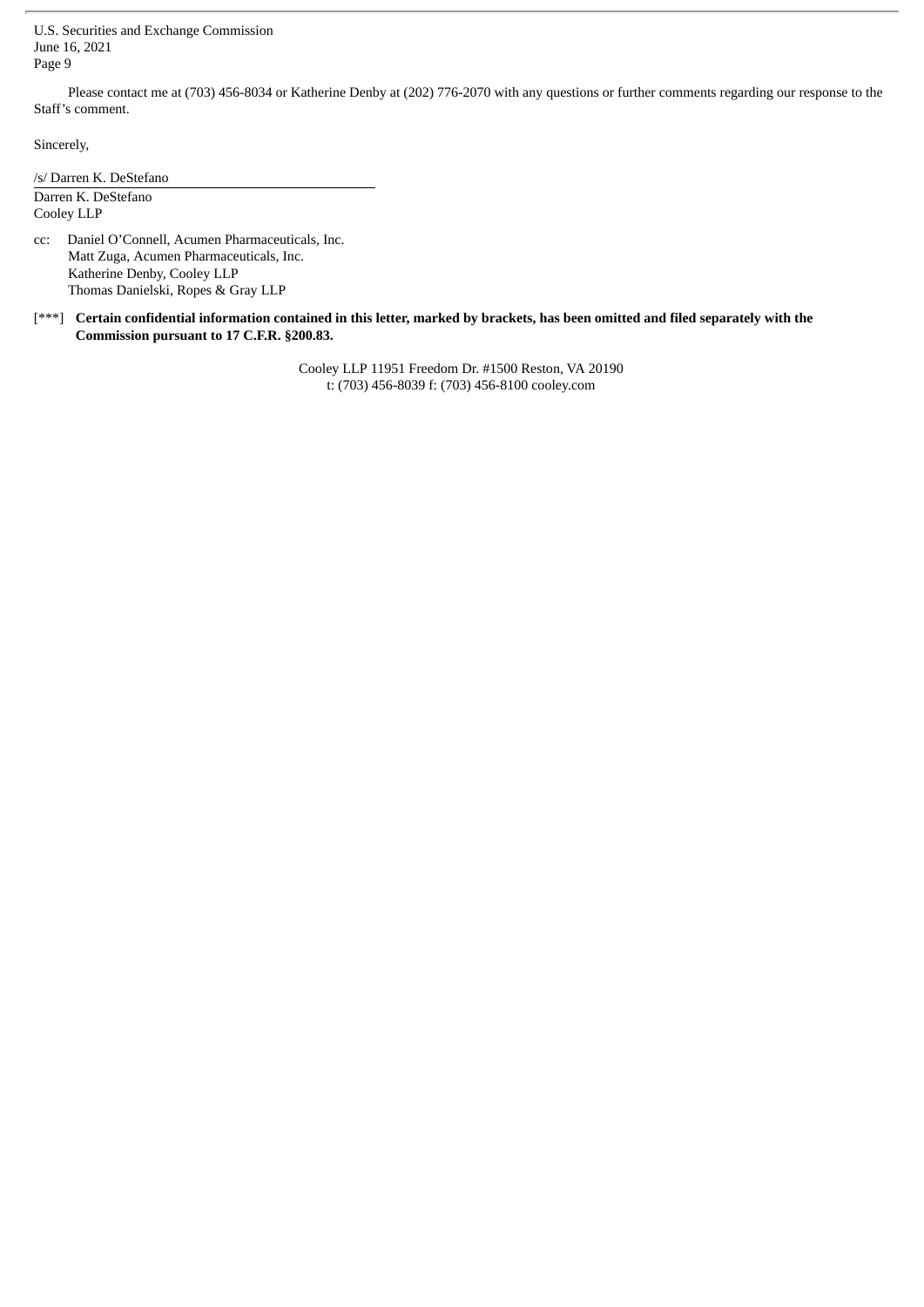Please contact me at (703) 456-8034 or Katherine Denby at (202) 776-2070 with any questions or further comments regarding our response to the Staff's comment.

Sincerely,

/s/ Darren K. DeStefano

Darren K. DeStefano
Cooley LLP

cc: Daniel O'Connell, Acumen Pharmaceuticals, Inc.
Matt Zuga, Acumen Pharmaceuticals, Inc.
Katherine Denby, Cooley LLP
Thomas Danielski, Ropes & Gray LLP

[***] **Certain confidential information contained in this letter, marked by brackets, has been omitted and filed separately with the Commission pursuant to 17 C.F.R. §200.83.**

Cooley LLP 11951 Freedom Dr. #1500 Reston, VA 20190
t: (703) 456-8039 f: (703) 456-8100 cooley.com